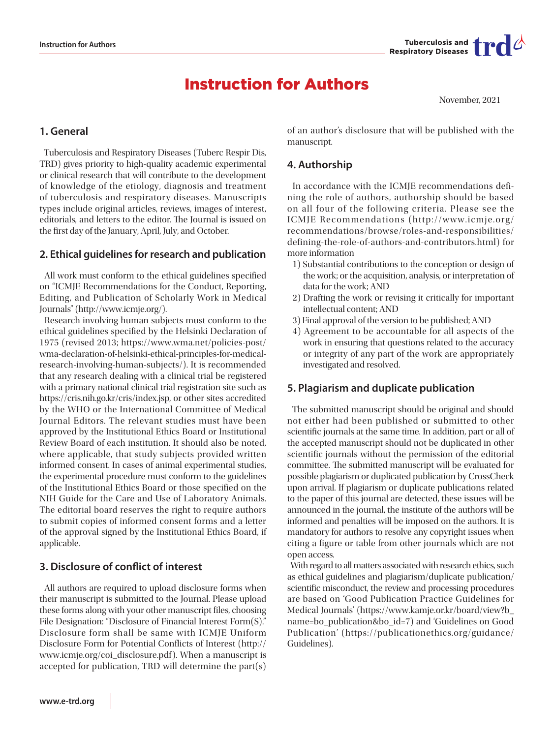# Instruction for Authors

November, 2021

## 1. General

Tuberculosis and Respiratory Diseases (Tuberc Respir Dis, TRD) gives priority to high-quality academic experimental or clinical research that will contribute to the development of knowledge of the etiology, diagnosis and treatment of tuberculosis and respiratory diseases. Manuscripts types include original articles, reviews, images of interest, editorials, and letters to the editor. The Journal is issued on the first day of the January, April, July, and October.

## 2. Ethical guidelines for research and publication

All work must conform to the ethical guidelines specified on "ICMJE Recommendations for the Conduct, Reporting, Editing, and Publication of Scholarly Work in Medical Journals" (http://www.icmje.org/).

Research involving human subjects must conform to the ethical guidelines specified by the Helsinki Declaration of 1975 (revised 2013; https://www.wma.net/policies-post/wma-declaration-of-helsinki-ethical-principles-for-medical-research-involving-human-subjects/). It is recommended that any research dealing with a clinical trial be registered with a primary national clinical trial registration site such as https://cris.nih.go.kr/cris/index.jsp, or other sites accredited by the WHO or the International Committee of Medical Journal Editors. The relevant studies must have been approved by the Institutional Ethics Board or Institutional Review Board of each institution. It should also be noted, where applicable, that study subjects provided written informed consent. In cases of animal experimental studies, the experimental procedure must conform to the guidelines of the Institutional Ethics Board or those specified on the NIH Guide for the Care and Use of Laboratory Animals. The editorial board reserves the right to require authors to submit copies of informed consent forms and a letter of the approval signed by the Institutional Ethics Board, if applicable.

## 3. Disclosure of conflict of interest

All authors are required to upload disclosure forms when their manuscript is submitted to the Journal. Please upload these forms along with your other manuscript files, choosing File Designation: "Disclosure of Financial Interest Form(S)." Disclosure form shall be same with ICMJE Uniform Disclosure Form for Potential Conflicts of Interest (http://www.icmje.org/coi_disclosure.pdf). When a manuscript is accepted for publication, TRD will determine the part(s) of an author's disclosure that will be published with the manuscript.

## 4. Authorship

In accordance with the ICMJE recommendations defining the role of authors, authorship should be based on all four of the following criteria. Please see the ICMJE Recommendations (http://www.icmje.org/recommendations/browse/roles-and-responsibilities/defining-the-role-of-authors-and-contributors.html) for more information

1) Substantial contributions to the conception or design of the work; or the acquisition, analysis, or interpretation of data for the work; AND
2) Drafting the work or revising it critically for important intellectual content; AND
3) Final approval of the version to be published; AND
4) Agreement to be accountable for all aspects of the work in ensuring that questions related to the accuracy or integrity of any part of the work are appropriately investigated and resolved.

## 5. Plagiarism and duplicate publication

The submitted manuscript should be original and should not either had been published or submitted to other scientific journals at the same time. In addition, part or all of the accepted manuscript should not be duplicated in other scientific journals without the permission of the editorial committee. The submitted manuscript will be evaluated for possible plagiarism or duplicated publication by CrossCheck upon arrival. If plagiarism or duplicate publications related to the paper of this journal are detected, these issues will be announced in the journal, the institute of the authors will be informed and penalties will be imposed on the authors. It is mandatory for authors to resolve any copyright issues when citing a figure or table from other journals which are not open access.

With regard to all matters associated with research ethics, such as ethical guidelines and plagiarism/duplicate publication/scientific misconduct, the review and processing procedures are based on 'Good Publication Practice Guidelines for Medical Journals' (https://www.kamje.or.kr/board/view?b_name=bo_publication&bo_id=7) and 'Guidelines on Good Publication' (https://publicationethics.org/guidance/Guidelines).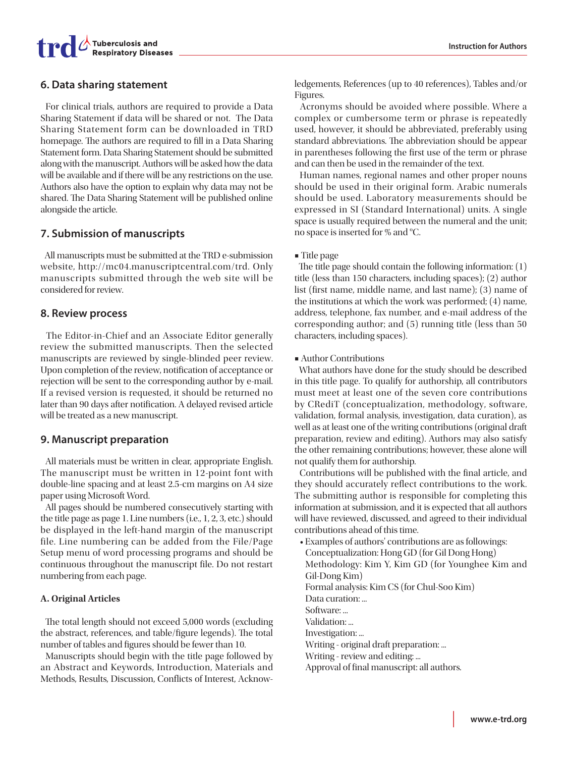## 6. Data sharing statement

For clinical trials, authors are required to provide a Data Sharing Statement if data will be shared or not. The Data Sharing Statement form can be downloaded in TRD homepage. The authors are required to fill in a Data Sharing Statement form. Data Sharing Statement should be submitted along with the manuscript. Authors will be asked how the data will be available and if there will be any restrictions on the use. Authors also have the option to explain why data may not be shared. The Data Sharing Statement will be published online alongside the article.

## 7. Submission of manuscripts

All manuscripts must be submitted at the TRD e-submission website, http://mc04.manuscriptcentral.com/trd. Only manuscripts submitted through the web site will be considered for review.

## 8. Review process

The Editor-in-Chief and an Associate Editor generally review the submitted manuscripts. Then the selected manuscripts are reviewed by single-blinded peer review. Upon completion of the review, notification of acceptance or rejection will be sent to the corresponding author by e-mail. If a revised version is requested, it should be returned no later than 90 days after notification. A delayed revised article will be treated as a new manuscript.

## 9. Manuscript preparation

All materials must be written in clear, appropriate English. The manuscript must be written in 12-point font with double-line spacing and at least 2.5-cm margins on A4 size paper using Microsoft Word.

All pages should be numbered consecutively starting with the title page as page 1. Line numbers (i.e., 1, 2, 3, etc.) should be displayed in the left-hand margin of the manuscript file. Line numbering can be added from the File/Page Setup menu of word processing programs and should be continuous throughout the manuscript file. Do not restart numbering from each page.

### A. Original Articles

The total length should not exceed 5,000 words (excluding the abstract, references, and table/figure legends). The total number of tables and figures should be fewer than 10.

Manuscripts should begin with the title page followed by an Abstract and Keywords, Introduction, Materials and Methods, Results, Discussion, Conflicts of Interest, Acknowledgements, References (up to 40 references), Tables and/or Figures.

Acronyms should be avoided where possible. Where a complex or cumbersome term or phrase is repeatedly used, however, it should be abbreviated, preferably using standard abbreviations. The abbreviation should be appear in parentheses following the first use of the term or phrase and can then be used in the remainder of the text.

Human names, regional names and other proper nouns should be used in their original form. Arabic numerals should be used. Laboratory measurements should be expressed in SI (Standard International) units. A single space is usually required between the numeral and the unit; no space is inserted for % and °C.

▪ Title page

The title page should contain the following information: (1) title (less than 150 characters, including spaces); (2) author list (first name, middle name, and last name); (3) name of the institutions at which the work was performed; (4) name, address, telephone, fax number, and e-mail address of the corresponding author; and (5) running title (less than 50 characters, including spaces).

▪ Author Contributions

What authors have done for the study should be described in this title page. To qualify for authorship, all contributors must meet at least one of the seven core contributions by CRediT (conceptualization, methodology, software, validation, formal analysis, investigation, data curation), as well as at least one of the writing contributions (original draft preparation, review and editing). Authors may also satisfy the other remaining contributions; however, these alone will not qualify them for authorship.

Contributions will be published with the final article, and they should accurately reflect contributions to the work. The submitting author is responsible for completing this information at submission, and it is expected that all authors will have reviewed, discussed, and agreed to their individual contributions ahead of this time.

- Examples of authors' contributions are as followings:
  Conceptualization: Hong GD (for Gil Dong Hong)
  Methodology: Kim Y, Kim GD (for Younghee Kim and Gil-Dong Kim)
  Formal analysis: Kim CS (for Chul-Soo Kim)
  Data curation: ...
  Software: ...
  Validation: ...
  Investigation: ...
  Writing - original draft preparation: ...
  Writing - review and editing: ...
  Approval of final manuscript: all authors.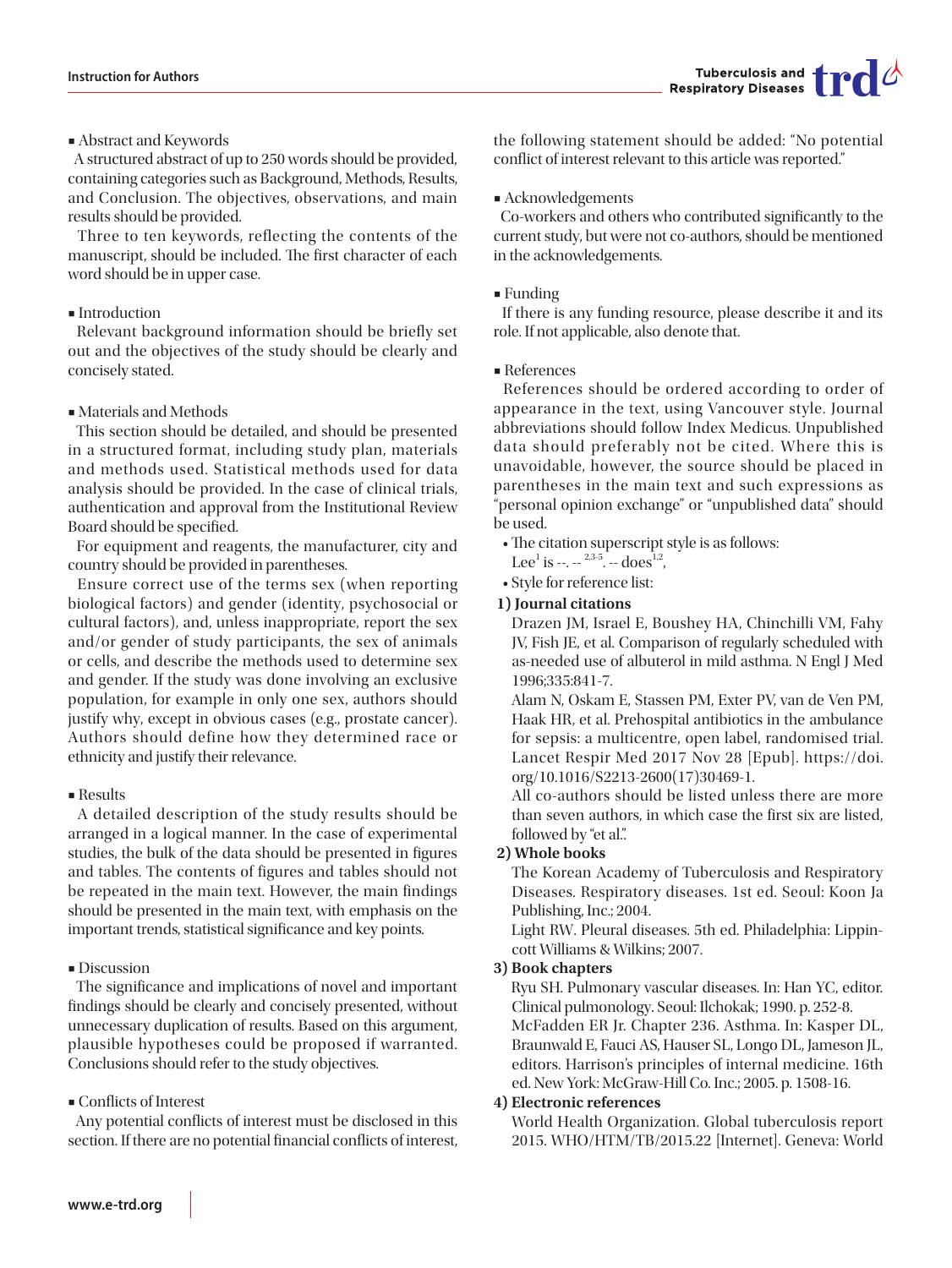▪ Abstract and Keywords

A structured abstract of up to 250 words should be provided, containing categories such as Background, Methods, Results, and Conclusion. The objectives, observations, and main results should be provided.

Three to ten keywords, reflecting the contents of the manuscript, should be included. The first character of each word should be in upper case.

▪ Introduction

Relevant background information should be briefly set out and the objectives of the study should be clearly and concisely stated.

▪ Materials and Methods

This section should be detailed, and should be presented in a structured format, including study plan, materials and methods used. Statistical methods used for data analysis should be provided. In the case of clinical trials, authentication and approval from the Institutional Review Board should be specified.

For equipment and reagents, the manufacturer, city and country should be provided in parentheses.

Ensure correct use of the terms sex (when reporting biological factors) and gender (identity, psychosocial or cultural factors), and, unless inappropriate, report the sex and/or gender of study participants, the sex of animals or cells, and describe the methods used to determine sex and gender. If the study was done involving an exclusive population, for example in only one sex, authors should justify why, except in obvious cases (e.g., prostate cancer). Authors should define how they determined race or ethnicity and justify their relevance.

▪ Results

A detailed description of the study results should be arranged in a logical manner. In the case of experimental studies, the bulk of the data should be presented in figures and tables. The contents of figures and tables should not be repeated in the main text. However, the main findings should be presented in the main text, with emphasis on the important trends, statistical significance and key points.

▪ Discussion

The significance and implications of novel and important findings should be clearly and concisely presented, without unnecessary duplication of results. Based on this argument, plausible hypotheses could be proposed if warranted. Conclusions should refer to the study objectives.

▪ Conflicts of Interest

Any potential conflicts of interest must be disclosed in this section. If there are no potential financial conflicts of interest, the following statement should be added: "No potential conflict of interest relevant to this article was reported."

▪ Acknowledgements

Co-workers and others who contributed significantly to the current study, but were not co-authors, should be mentioned in the acknowledgements.

▪ Funding

If there is any funding resource, please describe it and its role. If not applicable, also denote that.

▪ References

References should be ordered according to order of appearance in the text, using Vancouver style. Journal abbreviations should follow Index Medicus. Unpublished data should preferably not be cited. Where this is unavoidable, however, the source should be placed in parentheses in the main text and such expressions as "personal opinion exchange" or "unpublished data" should be used.

- The citation superscript style is as follows:
  Lee[1] is --. --[2,3-5]. -- does[1,2],
- Style for reference list:

**1) Journal citations**

Drazen JM, Israel E, Boushey HA, Chinchilli VM, Fahy JV, Fish JE, et al. Comparison of regularly scheduled with as-needed use of albuterol in mild asthma. N Engl J Med 1996;335:841-7.

Alam N, Oskam E, Stassen PM, Exter PV, van de Ven PM, Haak HR, et al. Prehospital antibiotics in the ambulance for sepsis: a multicentre, open label, randomised trial. Lancet Respir Med 2017 Nov 28 [Epub]. https://doi.org/10.1016/S2213-2600(17)30469-1.

All co-authors should be listed unless there are more than seven authors, in which case the first six are listed, followed by "et al.".

**2) Whole books**

The Korean Academy of Tuberculosis and Respiratory Diseases. Respiratory diseases. 1st ed. Seoul: Koon Ja Publishing, Inc.; 2004.

Light RW. Pleural diseases. 5th ed. Philadelphia: Lippincott Williams & Wilkins; 2007.

**3) Book chapters**

Ryu SH. Pulmonary vascular diseases. In: Han YC, editor. Clinical pulmonology. Seoul: Ilchokak; 1990. p. 252-8.

McFadden ER Jr. Chapter 236. Asthma. In: Kasper DL, Braunwald E, Fauci AS, Hauser SL, Longo DL, Jameson JL, editors. Harrison's principles of internal medicine. 16th ed. New York: McGraw-Hill Co. Inc.; 2005. p. 1508-16.

**4) Electronic references**

World Health Organization. Global tuberculosis report 2015. WHO/HTM/TB/2015.22 [Internet]. Geneva: World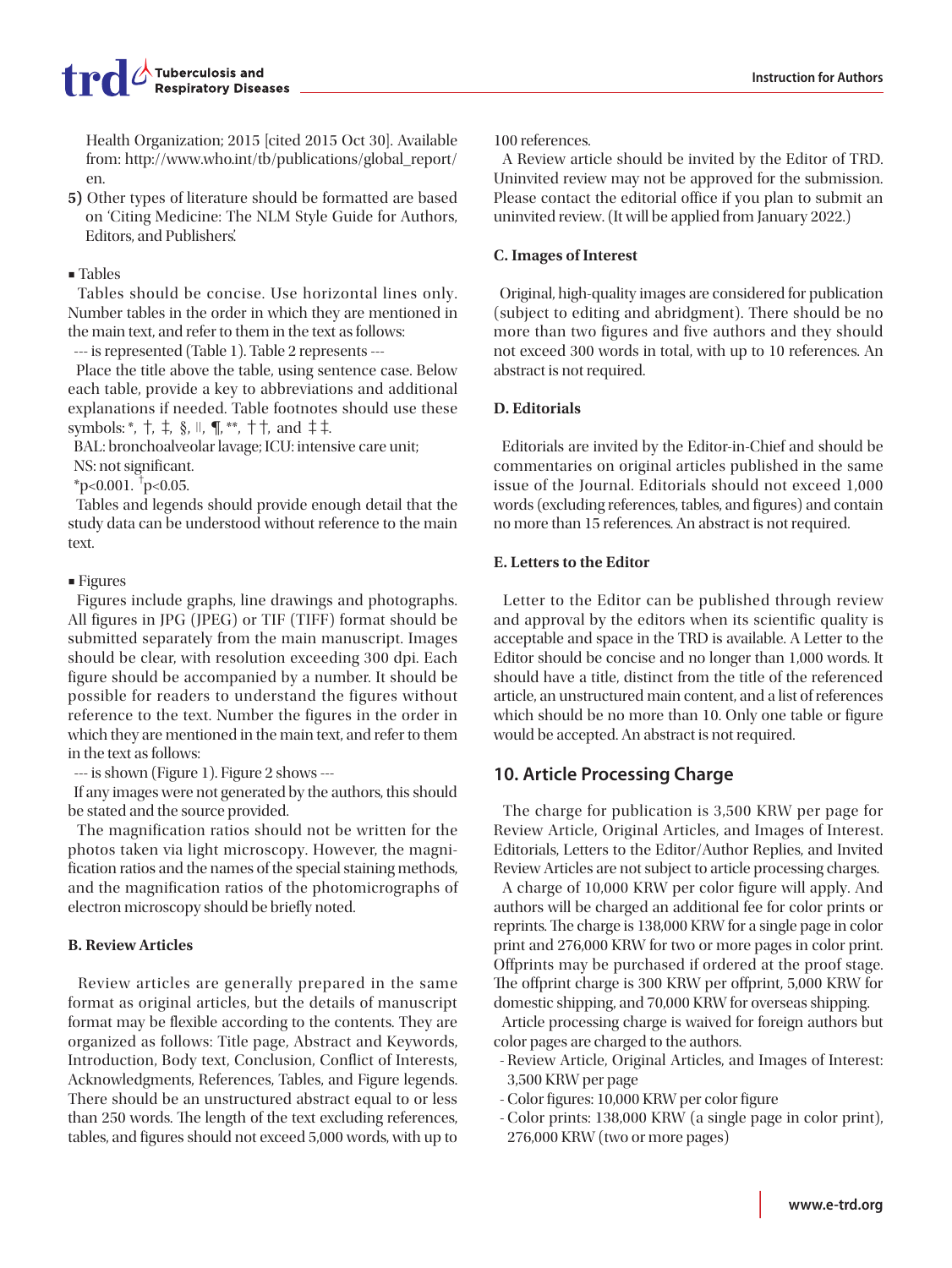Health Organization; 2015 [cited 2015 Oct 30]. Available from: http://www.who.int/tb/publications/global_report/en.

**5)** Other types of literature should be formatted are based on 'Citing Medicine: The NLM Style Guide for Authors, Editors, and Publishers.'

▪ Tables

Tables should be concise. Use horizontal lines only. Number tables in the order in which they are mentioned in the main text, and refer to them in the text as follows:

--- is represented (Table 1). Table 2 represents ---

Place the title above the table, using sentence case. Below each table, provide a key to abbreviations and additional explanations if needed. Table footnotes should use these symbols: *, †, ‡, §, ‖, ¶, **, ††, and ‡‡.

BAL: bronchoalveolar lavage; ICU: intensive care unit; NS: not significant.

*p<0.001. †p<0.05.

Tables and legends should provide enough detail that the study data can be understood without reference to the main text.

▪ Figures

Figures include graphs, line drawings and photographs. All figures in JPG (JPEG) or TIF (TIFF) format should be submitted separately from the main manuscript. Images should be clear, with resolution exceeding 300 dpi. Each figure should be accompanied by a number. It should be possible for readers to understand the figures without reference to the text. Number the figures in the order in which they are mentioned in the main text, and refer to them in the text as follows:

--- is shown (Figure 1). Figure 2 shows ---

If any images were not generated by the authors, this should be stated and the source provided.

The magnification ratios should not be written for the photos taken via light microscopy. However, the magnification ratios and the names of the special staining methods, and the magnification ratios of the photomicrographs of electron microscopy should be briefly noted.

**B. Review Articles**

Review articles are generally prepared in the same format as original articles, but the details of manuscript format may be flexible according to the contents. They are organized as follows: Title page, Abstract and Keywords, Introduction, Body text, Conclusion, Conflict of Interests, Acknowledgments, References, Tables, and Figure legends. There should be an unstructured abstract equal to or less than 250 words. The length of the text excluding references, tables, and figures should not exceed 5,000 words, with up to 100 references.

A Review article should be invited by the Editor of TRD. Uninvited review may not be approved for the submission. Please contact the editorial office if you plan to submit an uninvited review. (It will be applied from January 2022.)

**C. Images of Interest**

Original, high-quality images are considered for publication (subject to editing and abridgment). There should be no more than two figures and five authors and they should not exceed 300 words in total, with up to 10 references. An abstract is not required.

**D. Editorials**

Editorials are invited by the Editor-in-Chief and should be commentaries on original articles published in the same issue of the Journal. Editorials should not exceed 1,000 words (excluding references, tables, and figures) and contain no more than 15 references. An abstract is not required.

**E. Letters to the Editor**

Letter to the Editor can be published through review and approval by the editors when its scientific quality is acceptable and space in the TRD is available. A Letter to the Editor should be concise and no longer than 1,000 words. It should have a title, distinct from the title of the referenced article, an unstructured main content, and a list of references which should be no more than 10. Only one table or figure would be accepted. An abstract is not required.

## 10. Article Processing Charge

The charge for publication is 3,500 KRW per page for Review Article, Original Articles, and Images of Interest. Editorials, Letters to the Editor/Author Replies, and Invited Review Articles are not subject to article processing charges.

A charge of 10,000 KRW per color figure will apply. And authors will be charged an additional fee for color prints or reprints. The charge is 138,000 KRW for a single page in color print and 276,000 KRW for two or more pages in color print. Offprints may be purchased if ordered at the proof stage. The offprint charge is 300 KRW per offprint, 5,000 KRW for domestic shipping, and 70,000 KRW for overseas shipping.

Article processing charge is waived for foreign authors but color pages are charged to the authors.

- Review Article, Original Articles, and Images of Interest: 3,500 KRW per page
- Color figures: 10,000 KRW per color figure
- Color prints: 138,000 KRW (a single page in color print), 276,000 KRW (two or more pages)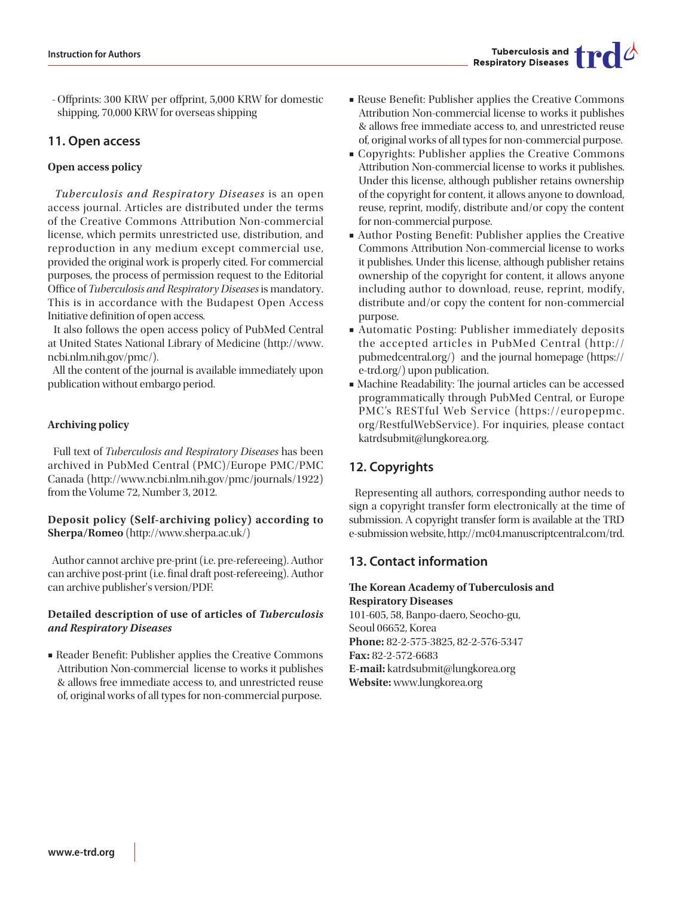- Offprints: 300 KRW per offprint, 5,000 KRW for domestic shipping, 70,000 KRW for overseas shipping

## 11. Open access

### Open access policy

*Tuberculosis and Respiratory Diseases* is an open access journal. Articles are distributed under the terms of the Creative Commons Attribution Non-commercial license, which permits unrestricted use, distribution, and reproduction in any medium except commercial use, provided the original work is properly cited. For commercial purposes, the process of permission request to the Editorial Office of *Tuberculosis and Respiratory Diseases* is mandatory. This is in accordance with the Budapest Open Access Initiative definition of open access.

It also follows the open access policy of PubMed Central at United States National Library of Medicine (http://www.ncbi.nlm.nih.gov/pmc/).

All the content of the journal is available immediately upon publication without embargo period.

### Archiving policy

Full text of *Tuberculosis and Respiratory Diseases* has been archived in PubMed Central (PMC)/Europe PMC/PMC Canada (http://www.ncbi.nlm.nih.gov/pmc/journals/1922) from the Volume 72, Number 3, 2012.

### Deposit policy (Self-archiving policy) according to Sherpa/Romeo (http://www.sherpa.ac.uk/)

Author cannot archive pre-print (i.e. pre-refereeing). Author can archive post-print (i.e. final draft post-refereeing). Author can archive publisher's version/PDF.

### Detailed description of use of articles of *Tuberculosis and Respiratory Diseases*

- Reader Benefit: Publisher applies the Creative Commons Attribution Non-commercial license to works it publishes & allows free immediate access to, and unrestricted reuse of, original works of all types for non-commercial purpose.
- Reuse Benefit: Publisher applies the Creative Commons Attribution Non-commercial license to works it publishes & allows free immediate access to, and unrestricted reuse of, original works of all types for non-commercial purpose.
- Copyrights: Publisher applies the Creative Commons Attribution Non-commercial license to works it publishes. Under this license, although publisher retains ownership of the copyright for content, it allows anyone to download, reuse, reprint, modify, distribute and/or copy the content for non-commercial purpose.
- Author Posting Benefit: Publisher applies the Creative Commons Attribution Non-commercial license to works it publishes. Under this license, although publisher retains ownership of the copyright for content, it allows anyone including author to download, reuse, reprint, modify, distribute and/or copy the content for non-commercial purpose.
- Automatic Posting: Publisher immediately deposits the accepted articles in PubMed Central (http://pubmedcentral.org/) and the journal homepage (https://e-trd.org/) upon publication.
- Machine Readability: The journal articles can be accessed programmatically through PubMed Central, or Europe PMC's RESTful Web Service (https://europepmc.org/RestfulWebService). For inquiries, please contact katrdsubmit@lungkorea.org.

## 12. Copyrights

Representing all authors, corresponding author needs to sign a copyright transfer form electronically at the time of submission. A copyright transfer form is available at the TRD e-submission website, http://mc04.manuscriptcentral.com/trd.

## 13. Contact information

**The Korean Academy of Tuberculosis and Respiratory Diseases**
101-605, 58, Banpo-daero, Seocho-gu,
Seoul 06652, Korea
**Phone:** 82-2-575-3825, 82-2-576-5347
**Fax:** 82-2-572-6683
**E-mail:** katrdsubmit@lungkorea.org
**Website:** www.lungkorea.org